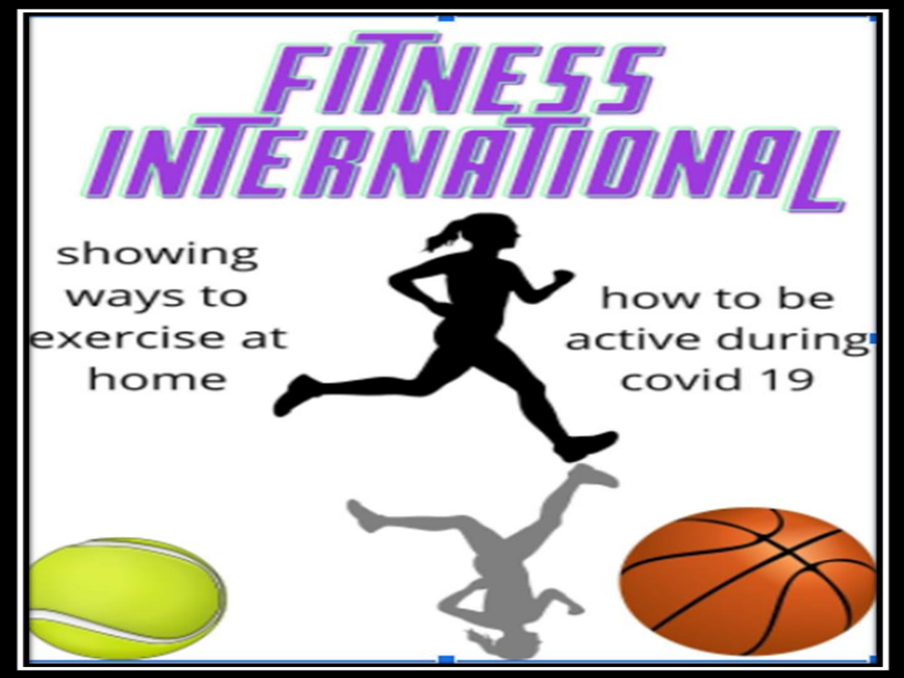# FITNESS INTERNATIONAL

showing ways to exercise at home

how to be active during covid 19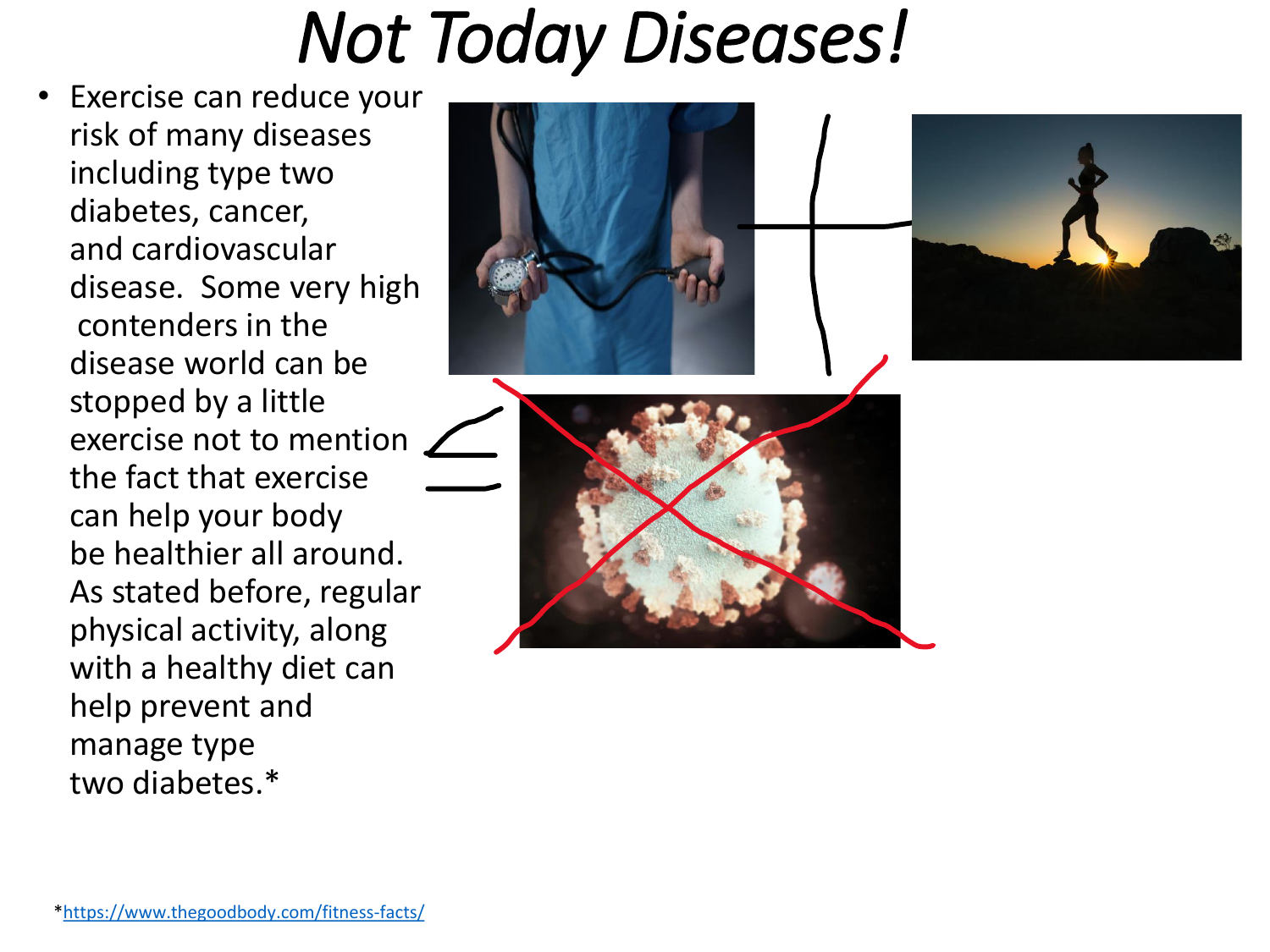# *Not Today Diseases!*

- Exercise can reduce your risk of many diseases including type two diabetes, cancer, and cardiovascular disease. Some very high contenders in the disease world can be stopped by a little exercise not to mention the fact that exercise can help your body be healthier all around. As stated before, regular physical activity, along with a healthy diet can help prevent and manage type two diabetes.*

*https://www.thegoodbody.com/fitness-facts/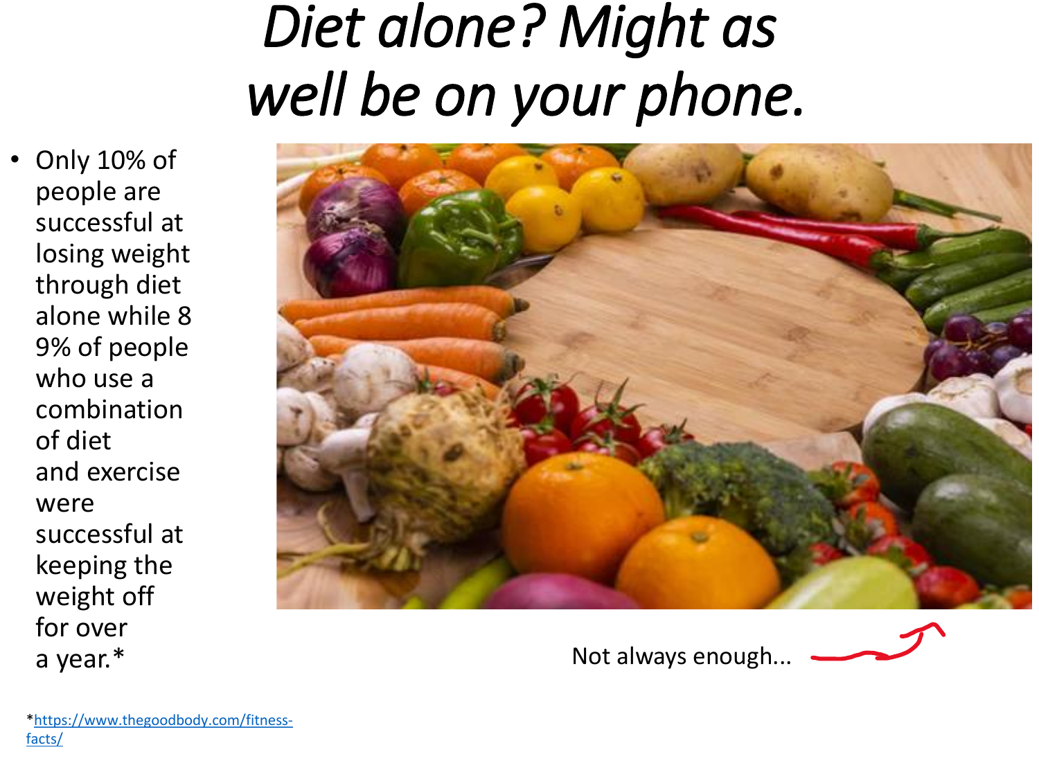# *Diet alone? Might as well be on your phone.*

- Only 10% of people are successful at losing weight through diet alone while 8 9% of people who use a combination of diet and exercise were successful at keeping the weight off for over a year.*

Not always enough...

*https://www.thegoodbody.com/fitness-facts/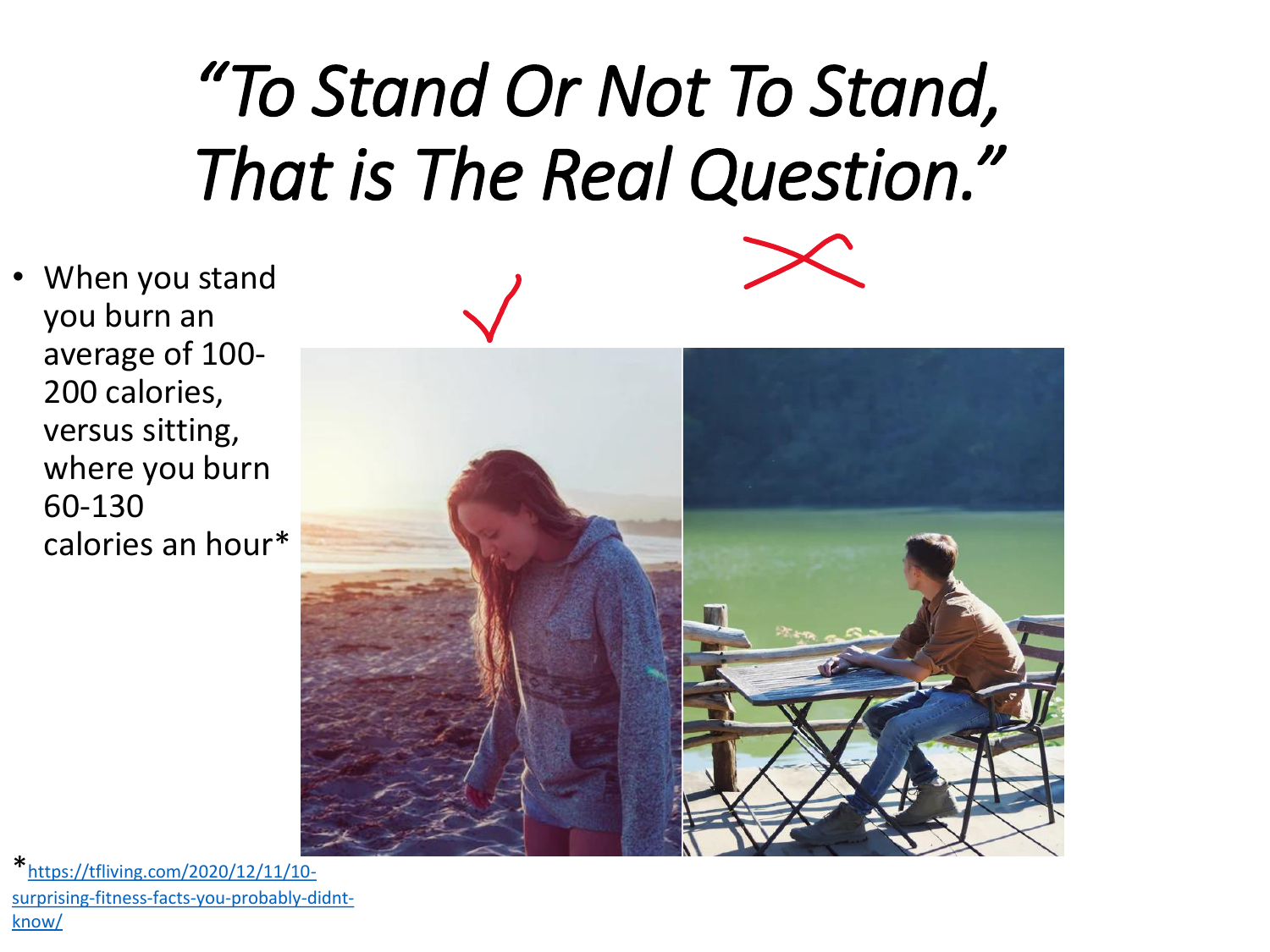# *"To Stand Or Not To Stand, That is The Real Question."*

- When you stand you burn an average of 100-200 calories, versus sitting, where you burn 60-130 calories an hour*

*[https://tfliving.com/2020/12/11/10-surprising-fitness-facts-you-probably-didnt-know/](https://tfliving.com/2020/12/11/10-surprising-fitness-facts-you-probably-didnt-know/)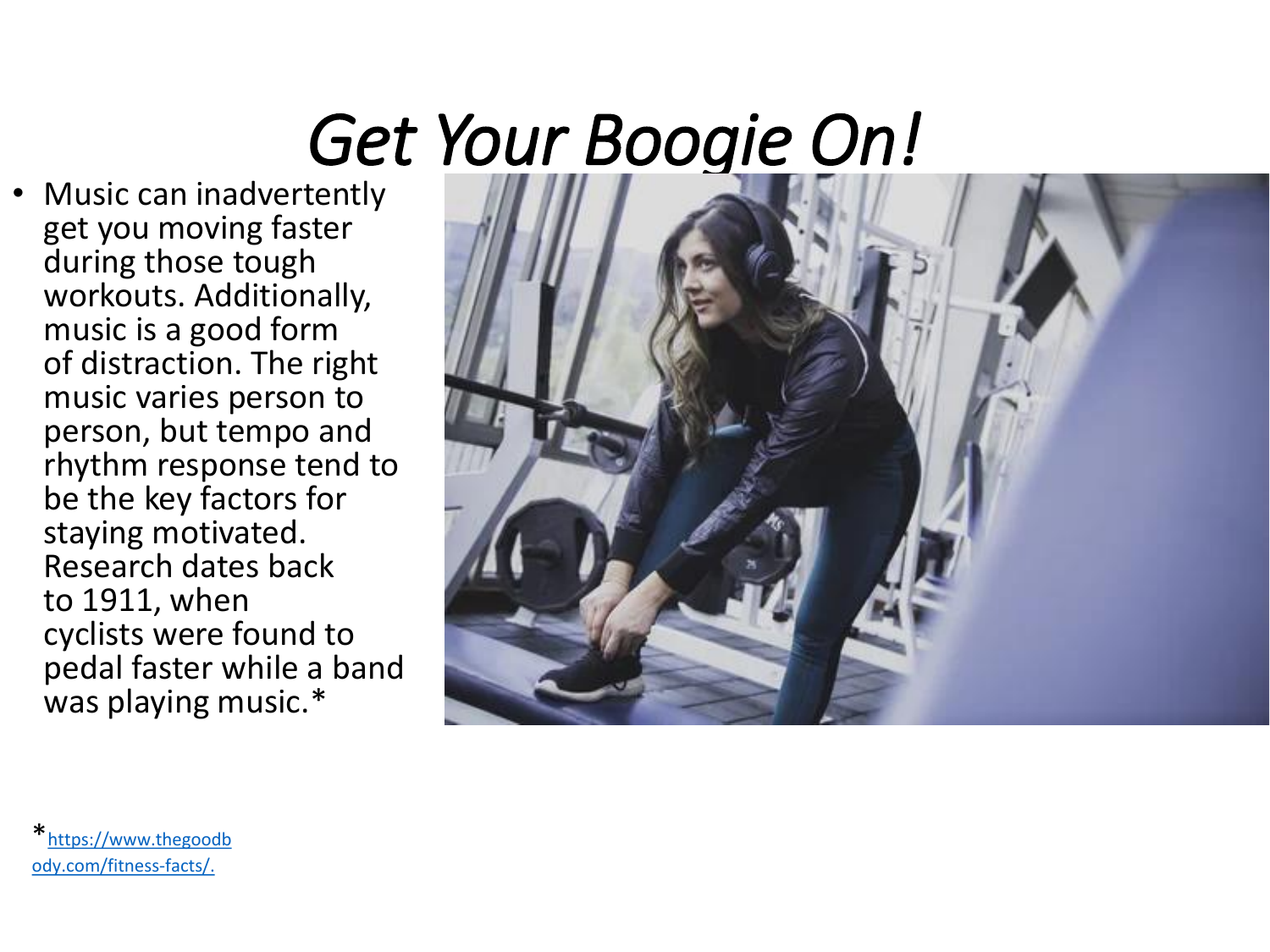# *Get Your Boogie On!*

- Music can inadvertently get you moving faster during those tough workouts. Additionally, music is a good form of distraction. The right music varies person to person, but tempo and rhythm response tend to be the key factors for staying motivated. Research dates back to 1911, when cyclists were found to pedal faster while a band was playing music.*

*[https://www.thegoodbody.com/fitness-facts/.](https://www.thegoodbody.com/fitness-facts/)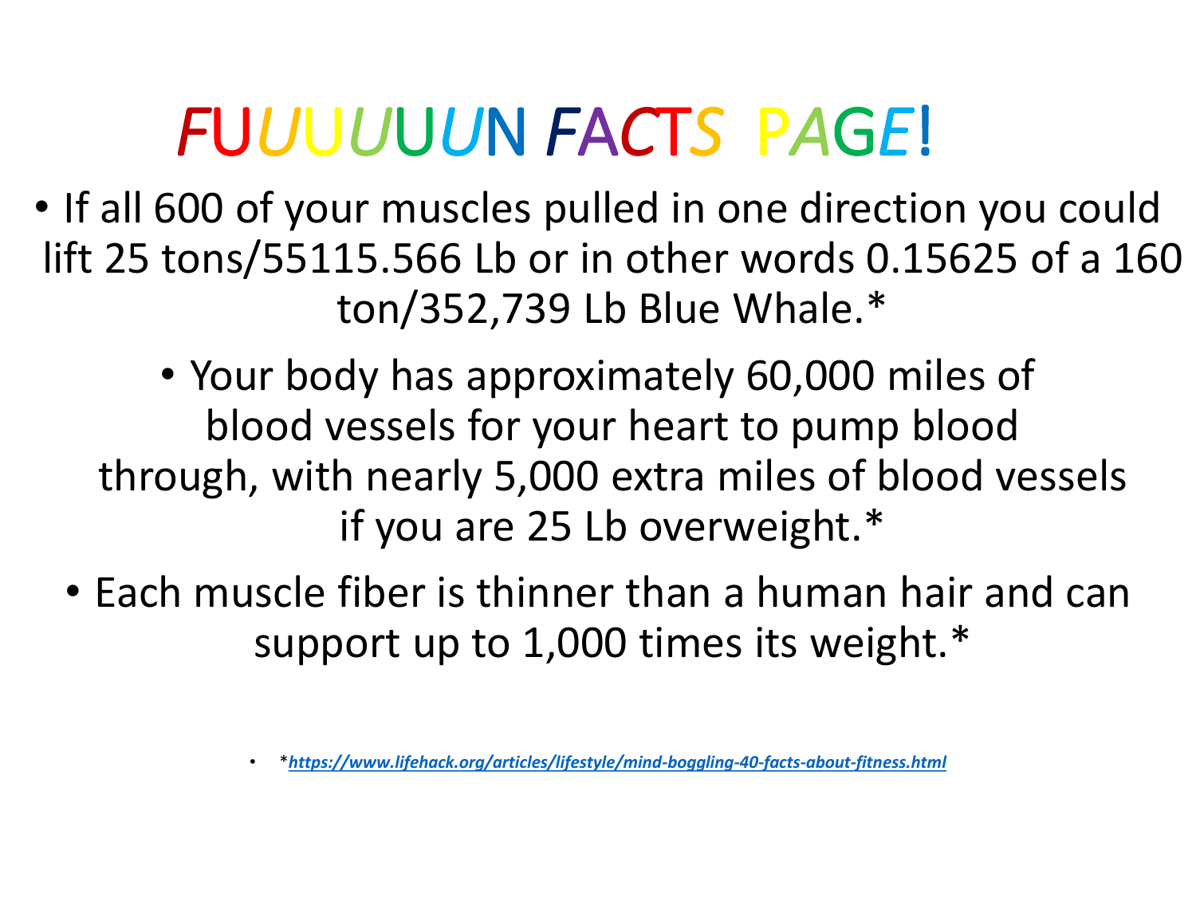# FUUUUUUN FACTS PAGE!

- If all 600 of your muscles pulled in one direction you could lift 25 tons/55115.566 Lb or in other words 0.15625 of a 160 ton/352,739 Lb Blue Whale.*
- Your body has approximately 60,000 miles of blood vessels for your heart to pump blood through, with nearly 5,000 extra miles of blood vessels if you are 25 Lb overweight.*
- Each muscle fiber is thinner than a human hair and can support up to 1,000 times its weight.*

- *[***https://www.lifehack.org/articles/lifestyle/mind-boggling-40-facts-about-fitness.html***](https://www.lifehack.org/articles/lifestyle/mind-boggling-40-facts-about-fitness.html)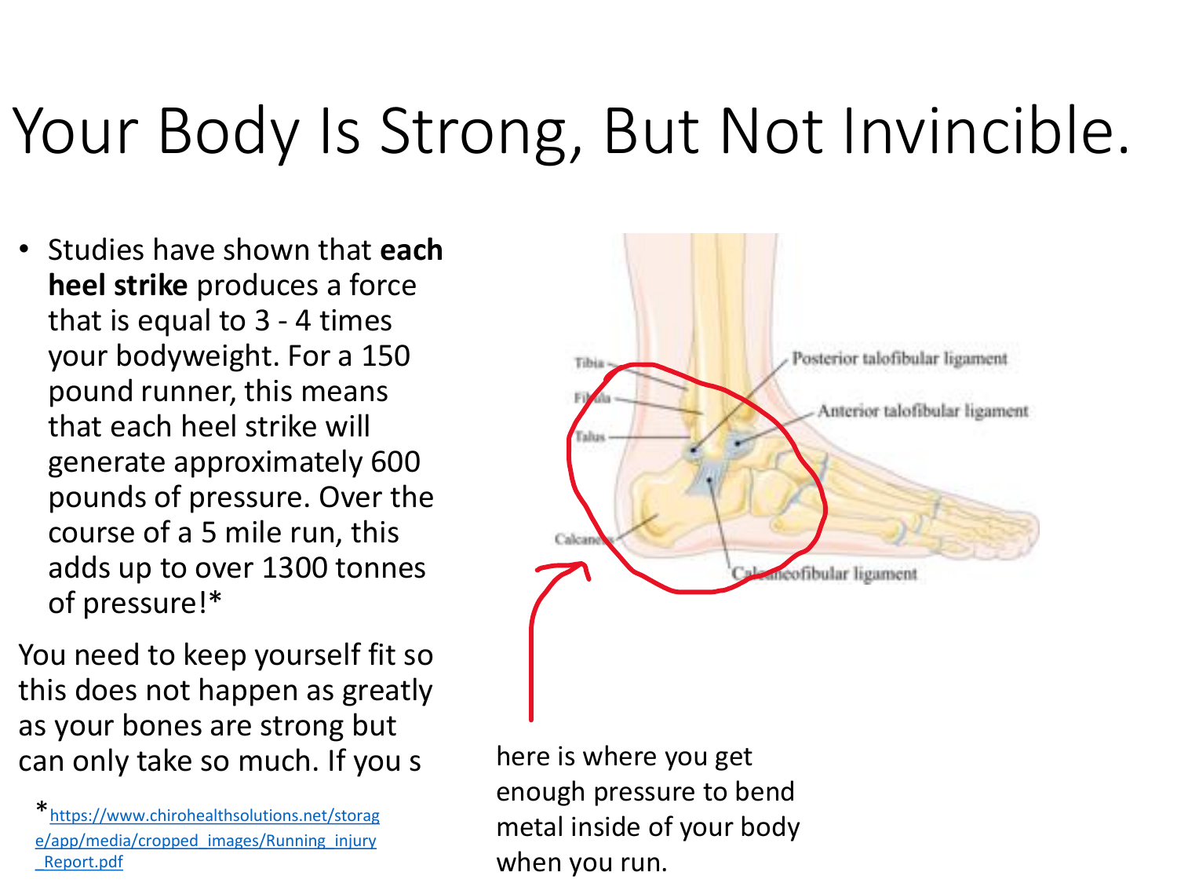# Your Body Is Strong, But Not Invincible.

- Studies have shown that **each heel strike** produces a force that is equal to 3 - 4 times your bodyweight. For a 150 pound runner, this means that each heel strike will generate approximately 600 pounds of pressure. Over the course of a 5 mile run, this adds up to over 1300 tonnes of pressure!*

You need to keep yourself fit so this does not happen as greatly as your bones are strong but can only take so much. If you s

*https://www.chirohealthsolutions.net/storage/app/media/cropped_images/Running_injury_Report.pdf

Tibia

Fibula

Talus

Calcaneus

Posterior talofibular ligament

Anterior talofibular ligament

Calcaneofibular ligament

here is where you get enough pressure to bend metal inside of your body when you run.